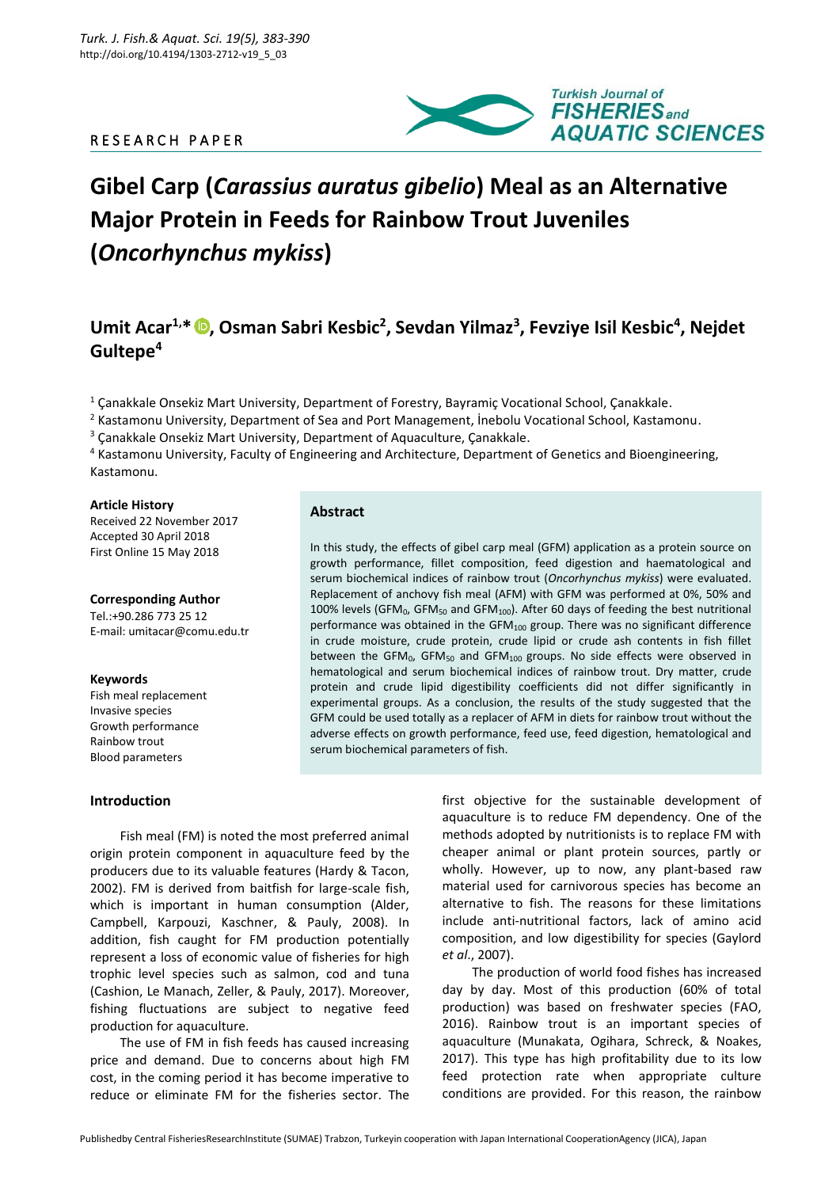RESEARCH PAPER

# Gibel Carp (*Carassius auratus gibelio*) Meal as an Alternative Major Protein in Feeds for Rainbow Trout Juveniles (*Oncorhynchus mykiss*)

**Umit Acar[1,*], Osman Sabri Kesbic[2], Sevdan Yilmaz[3], Fevziye Isil Kesbic[4], Nejdet Gultepe[4]**

[1] Çanakkale Onsekiz Mart University, Department of Forestry, Bayramiç Vocational School, Çanakkale.
[2] Kastamonu University, Department of Sea and Port Management, İnebolu Vocational School, Kastamonu.
[3] Çanakkale Onsekiz Mart University, Department of Aquaculture, Çanakkale.
[4] Kastamonu University, Faculty of Engineering and Architecture, Department of Genetics and Bioengineering, Kastamonu.

**Article History**
Received 22 November 2017
Accepted 30 April 2018
First Online 15 May 2018

**Corresponding Author**
Tel.:+90.286 773 25 12
E-mail: umitacar@comu.edu.tr

**Keywords**
Fish meal replacement
Invasive species
Growth performance
Rainbow trout
Blood parameters

## Abstract

In this study, the effects of gibel carp meal (GFM) application as a protein source on growth performance, fillet composition, feed digestion and haematological and serum biochemical indices of rainbow trout (*Oncorhynchus mykiss*) were evaluated. Replacement of anchovy fish meal (AFM) with GFM was performed at 0%, 50% and 100% levels ($GFM_0$, $GFM_{50}$ and $GFM_{100}$). After 60 days of feeding the best nutritional performance was obtained in the $GFM_{100}$ group. There was no significant difference in crude moisture, crude protein, crude lipid or crude ash contents in fish fillet between the $GFM_0$, $GFM_{50}$ and $GFM_{100}$ groups. No side effects were observed in hematological and serum biochemical indices of rainbow trout. Dry matter, crude protein and crude lipid digestibility coefficients did not differ significantly in experimental groups. As a conclusion, the results of the study suggested that the GFM could be used totally as a replacer of AFM in diets for rainbow trout without the adverse effects on growth performance, feed use, feed digestion, hematological and serum biochemical parameters of fish.

## Introduction

Fish meal (FM) is noted the most preferred animal origin protein component in aquaculture feed by the producers due to its valuable features (Hardy & Tacon, 2002). FM is derived from baitfish for large-scale fish, which is important in human consumption (Alder, Campbell, Karpouzi, Kaschner, & Pauly, 2008). In addition, fish caught for FM production potentially represent a loss of economic value of fisheries for high trophic level species such as salmon, cod and tuna (Cashion, Le Manach, Zeller, & Pauly, 2017). Moreover, fishing fluctuations are subject to negative feed production for aquaculture.

The use of FM in fish feeds has caused increasing price and demand. Due to concerns about high FM cost, in the coming period it has become imperative to reduce or eliminate FM for the fisheries sector. The first objective for the sustainable development of aquaculture is to reduce FM dependency. One of the methods adopted by nutritionists is to replace FM with cheaper animal or plant protein sources, partly or wholly. However, up to now, any plant-based raw material used for carnivorous species has become an alternative to fish. The reasons for these limitations include anti-nutritional factors, lack of amino acid composition, and low digestibility for species (Gaylord *et al*., 2007).

The production of world food fishes has increased day by day. Most of this production (60% of total production) was based on freshwater species (FAO, 2016). Rainbow trout is an important species of aquaculture (Munakata, Ogihara, Schreck, & Noakes, 2017). This type has high profitability due to its low feed protection rate when appropriate culture conditions are provided. For this reason, the rainbow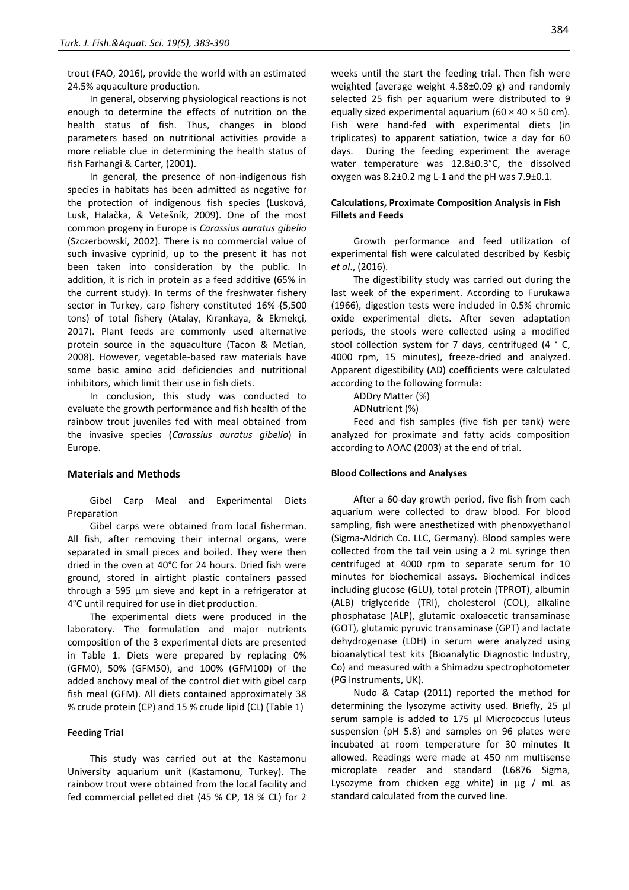trout (FAO, 2016), provide the world with an estimated 24.5% aquaculture production.

In general, observing physiological reactions is not enough to determine the effects of nutrition on the health status of fish. Thus, changes in blood parameters based on nutritional activities provide a more reliable clue in determining the health status of fish Farhangi & Carter, (2001).

In general, the presence of non-indigenous fish species in habitats has been admitted as negative for the protection of indigenous fish species (Lusková, Lusk, Halačka, & Vetešník, 2009). One of the most common progeny in Europe is *Carassius auratus gibelio* (Szczerbowski, 2002). There is no commercial value of such invasive cyprinid, up to the present it has not been taken into consideration by the public. In addition, it is rich in protein as a feed additive (65% in the current study). In terms of the freshwater fishery sector in Turkey, carp fishery constituted 16% (5,500 tons) of total fishery (Atalay, Kırankaya, & Ekmekçi, 2017). Plant feeds are commonly used alternative protein source in the aquaculture (Tacon & Metian, 2008). However, vegetable-based raw materials have some basic amino acid deficiencies and nutritional inhibitors, which limit their use in fish diets.

In conclusion, this study was conducted to evaluate the growth performance and fish health of the rainbow trout juveniles fed with meal obtained from the invasive species (*Carassius auratus gibelio*) in Europe.

## Materials and Methods

Gibel Carp Meal and Experimental Diets Preparation

Gibel carps were obtained from local fisherman. All fish, after removing their internal organs, were separated in small pieces and boiled. They were then dried in the oven at 40°C for 24 hours. Dried fish were ground, stored in airtight plastic containers passed through a 595 µm sieve and kept in a refrigerator at 4°C until required for use in diet production.

The experimental diets were produced in the laboratory. The formulation and major nutrients composition of the 3 experimental diets are presented in Table 1. Diets were prepared by replacing 0% (GFM0), 50% (GFM50), and 100% (GFM100) of the added anchovy meal of the control diet with gibel carp fish meal (GFM). All diets contained approximately 38 % crude protein (CP) and 15 % crude lipid (CL) (Table 1)

### Feeding Trial

This study was carried out at the Kastamonu University aquarium unit (Kastamonu, Turkey). The rainbow trout were obtained from the local facility and fed commercial pelleted diet (45 % CP, 18 % CL) for 2 weeks until the start the feeding trial. Then fish were weighted (average weight 4.58±0.09 g) and randomly selected 25 fish per aquarium were distributed to 9 equally sized experimental aquarium (60 × 40 × 50 cm). Fish were hand-fed with experimental diets (in triplicates) to apparent satiation, twice a day for 60 days. During the feeding experiment the average water temperature was 12.8±0.3°C, the dissolved oxygen was 8.2±0.2 mg L-1 and the pH was 7.9±0.1.

### Calculations, Proximate Composition Analysis in Fish Fillets and Feeds

Growth performance and feed utilization of experimental fish were calculated described by Kesbiç *et al*., (2016).

The digestibility study was carried out during the last week of the experiment. According to Furukawa (1966), digestion tests were included in 0.5% chromic oxide experimental diets. After seven adaptation periods, the stools were collected using a modified stool collection system for 7 days, centrifuged (4 ° C, 4000 rpm, 15 minutes), freeze-dried and analyzed. Apparent digestibility (AD) coefficients were calculated according to the following formula:

ADDry Matter (%)

ADNutrient (%)

Feed and fish samples (five fish per tank) were analyzed for proximate and fatty acids composition according to AOAC (2003) at the end of trial.

### Blood Collections and Analyses

After a 60-day growth period, five fish from each aquarium were collected to draw blood. For blood sampling, fish were anesthetized with phenoxyethanol (Sigma-AIdrich Co. LLC, Germany). Blood samples were collected from the tail vein using a 2 mL syringe then centrifuged at 4000 rpm to separate serum for 10 minutes for biochemical assays. Biochemical indices including glucose (GLU), total protein (TPROT), albumin (ALB) triglyceride (TRI), cholesterol (COL), alkaline phosphatase (ALP), glutamic oxaloacetic transaminase (GOT), glutamic pyruvic transaminase (GPT) and lactate dehydrogenase (LDH) in serum were analyzed using bioanalytical test kits (Bioanalytic Diagnostic Industry, Co) and measured with a Shimadzu spectrophotometer (PG Instruments, UK).

Nudo & Catap (2011) reported the method for determining the lysozyme activity used. Briefly, 25 µl serum sample is added to 175 µl Micrococcus luteus suspension (pH 5.8) and samples on 96 plates were incubated at room temperature for 30 minutes It allowed. Readings were made at 450 nm multisense microplate reader and standard (L6876 Sigma, Lysozyme from chicken egg white) in µg / mL as standard calculated from the curved line.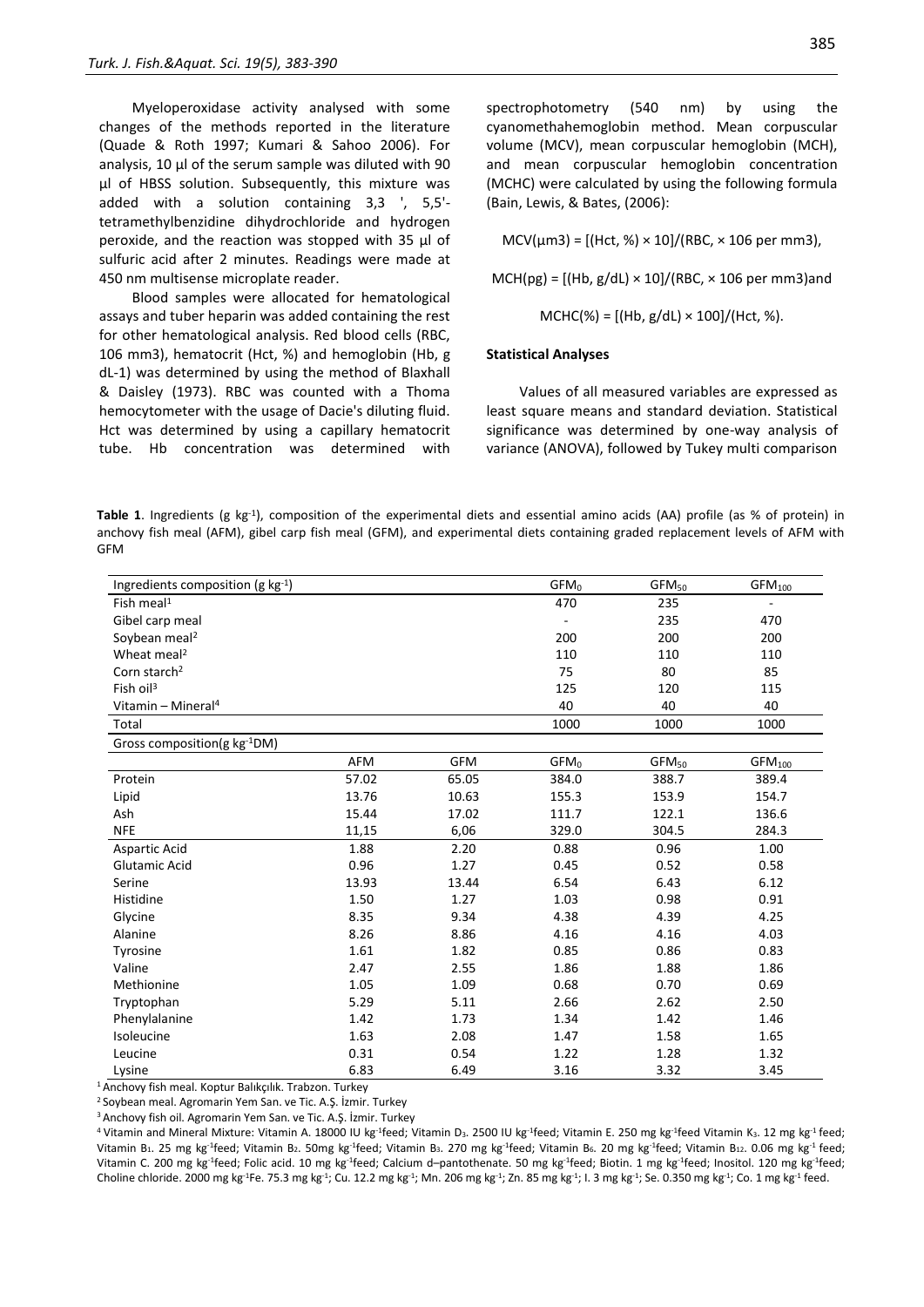Myeloperoxidase activity analysed with some changes of the methods reported in the literature (Quade & Roth 1997; Kumari & Sahoo 2006). For analysis, 10 µl of the serum sample was diluted with 90 µl of HBSS solution. Subsequently, this mixture was added with a solution containing 3,3 ', 5,5'-tetramethylbenzidine dihydrochloride and hydrogen peroxide, and the reaction was stopped with 35 µl of sulfuric acid after 2 minutes. Readings were made at 450 nm multisense microplate reader.

Blood samples were allocated for hematological assays and tuber heparin was added containing the rest for other hematological analysis. Red blood cells (RBC, 106 mm3), hematocrit (Hct, %) and hemoglobin (Hb, g dL-1) was determined by using the method of Blaxhall & Daisley (1973). RBC was counted with a Thoma hemocytometer with the usage of Dacie's diluting fluid. Hct was determined by using a capillary hematocrit tube. Hb concentration was determined with spectrophotometry (540 nm) by using the cyanomethahemoglobin method. Mean corpuscular volume (MCV), mean corpuscular hemoglobin (MCH), and mean corpuscular hemoglobin concentration (MCHC) were calculated by using the following formula (Bain, Lewis, & Bates, (2006):

$$MCV(\mu m^3) = [(Hct, \%) \times 10]/(RBC, \times 10^6 \text{ per mm}^3),$$

$$MCH(pg) = [(Hb, g/dL) \times 10]/(RBC, \times 10^6 \text{ per mm}^3) \text{and}$$

$$MCHC(\%) = [(Hb, g/dL) \times 100]/(Hct, \%).$$

### Statistical Analyses

Values of all measured variables are expressed as least square means and standard deviation. Statistical significance was determined by one-way analysis of variance (ANOVA), followed by Tukey multi comparison

**Table 1**. Ingredients (g kg$^{-1}$), composition of the experimental diets and essential amino acids (AA) profile (as % of protein) in anchovy fish meal (AFM), gibel carp fish meal (GFM), and experimental diets containing graded replacement levels of AFM with GFM

| Ingredients composition (g kg$^{-1}$) | | | $GFM_0$ | $GFM_{50}$ | $GFM_{100}$ |
|---|---|---|---|---|---|
| Fish meal[1] | | | 470 | 235 | - |
| Gibel carp meal | | | - | 235 | 470 |
| Soybean meal[2] | | | 200 | 200 | 200 |
| Wheat meal[2] | | | 110 | 110 | 110 |
| Corn starch[2] | | | 75 | 80 | 85 |
| Fish oil[3] | | | 125 | 120 | 115 |
| Vitamin – Mineral[4] | | | 40 | 40 | 40 |
| Total | | | 1000 | 1000 | 1000 |
| Gross composition(g kg$^{-1}$DM) | | | | | |
| | AFM | GFM | $GFM_0$ | $GFM_{50}$ | $GFM_{100}$ |
| Protein | 57.02 | 65.05 | 384.0 | 388.7 | 389.4 |
| Lipid | 13.76 | 10.63 | 155.3 | 153.9 | 154.7 |
| Ash | 15.44 | 17.02 | 111.7 | 122.1 | 136.6 |
| NFE | 11,15 | 6,06 | 329.0 | 304.5 | 284.3 |
| Aspartic Acid | 1.88 | 2.20 | 0.88 | 0.96 | 1.00 |
| Glutamic Acid | 0.96 | 1.27 | 0.45 | 0.52 | 0.58 |
| Serine | 13.93 | 13.44 | 6.54 | 6.43 | 6.12 |
| Histidine | 1.50 | 1.27 | 1.03 | 0.98 | 0.91 |
| Glycine | 8.35 | 9.34 | 4.38 | 4.39 | 4.25 |
| Alanine | 8.26 | 8.86 | 4.16 | 4.16 | 4.03 |
| Tyrosine | 1.61 | 1.82 | 0.85 | 0.86 | 0.83 |
| Valine | 2.47 | 2.55 | 1.86 | 1.88 | 1.86 |
| Methionine | 1.05 | 1.09 | 0.68 | 0.70 | 0.69 |
| Tryptophan | 5.29 | 5.11 | 2.66 | 2.62 | 2.50 |
| Phenylalanine | 1.42 | 1.73 | 1.34 | 1.42 | 1.46 |
| Isoleucine | 1.63 | 2.08 | 1.47 | 1.58 | 1.65 |
| Leucine | 0.31 | 0.54 | 1.22 | 1.28 | 1.32 |
| Lysine | 6.83 | 6.49 | 3.16 | 3.32 | 3.45 |

[1] Anchovy fish meal. Koptur Balıkçılık. Trabzon. Turkey

[2] Soybean meal. Agromarin Yem San. ve Tic. A.Ş. İzmir. Turkey

[3] Anchovy fish oil. Agromarin Yem San. ve Tic. A.Ş. İzmir. Turkey

[4] Vitamin and Mineral Mixture: Vitamin A. 18000 IU kg$^{-1}$feed; Vitamin $D_3$. 2500 IU kg$^{-1}$feed; Vitamin E. 250 mg kg$^{-1}$feed Vitamin $K_3$. 12 mg kg$^{-1}$ feed; Vitamin $B_1$. 25 mg kg$^{-1}$feed; Vitamin $B_2$. 50mg kg$^{-1}$feed; Vitamin $B_3$. 270 mg kg$^{-1}$feed; Vitamin $B_6$. 20 mg kg$^{-1}$feed; Vitamin $B_{12}$. 0.06 mg kg$^{-1}$ feed; Vitamin C. 200 mg kg$^{-1}$feed; Folic acid. 10 mg kg$^{-1}$feed; Calcium d–pantothenate. 50 mg kg$^{-1}$feed; Biotin. 1 mg kg$^{-1}$feed; Inositol. 120 mg kg$^{-1}$feed; Choline chloride. 2000 mg kg$^{-1}$Fe. 75.3 mg kg$^{-1}$; Cu. 12.2 mg kg$^{-1}$; Mn. 206 mg kg$^{-1}$; Zn. 85 mg kg$^{-1}$; I. 3 mg kg$^{-1}$; Se. 0.350 mg kg$^{-1}$; Co. 1 mg kg$^{-1}$ feed.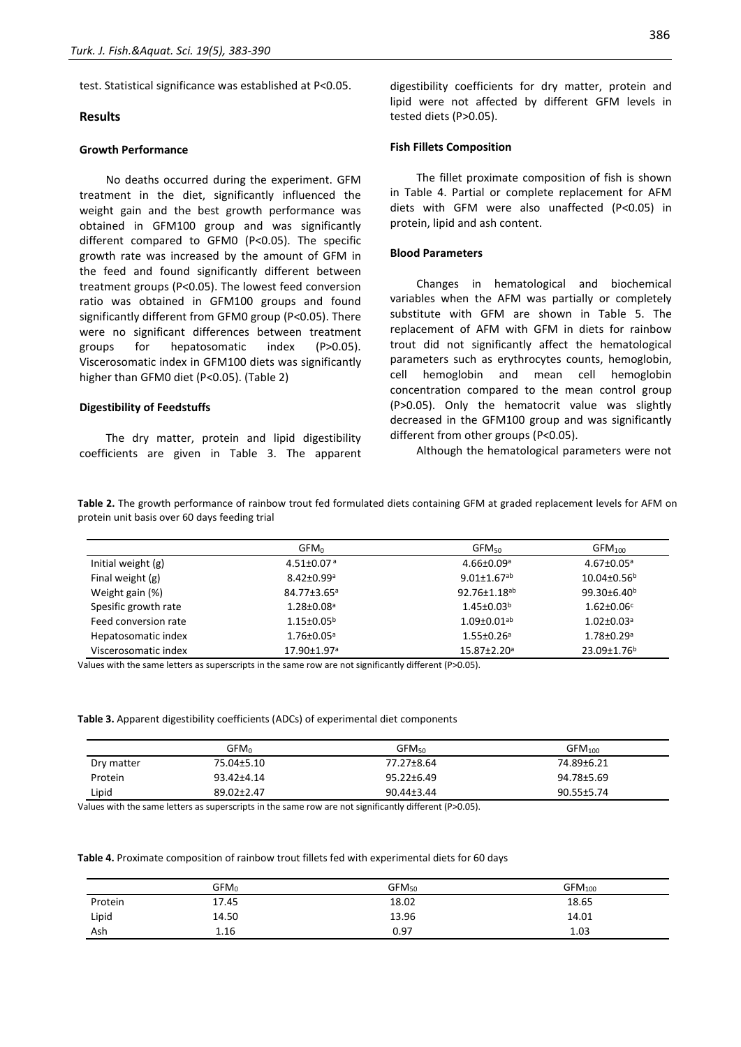test. Statistical significance was established at P<0.05.

## Results

### Growth Performance

No deaths occurred during the experiment. GFM treatment in the diet, significantly influenced the weight gain and the best growth performance was obtained in GFM100 group and was significantly different compared to GFM0 (P<0.05). The specific growth rate was increased by the amount of GFM in the feed and found significantly different between treatment groups (P<0.05). The lowest feed conversion ratio was obtained in GFM100 groups and found significantly different from GFM0 group (P<0.05). There were no significant differences between treatment groups for hepatosomatic index (P>0.05). Viscerosomatic index in GFM100 diets was significantly higher than GFM0 diet (P<0.05). (Table 2)

### Digestibility of Feedstuffs

The dry matter, protein and lipid digestibility coefficients are given in Table 3. The apparent digestibility coefficients for dry matter, protein and lipid were not affected by different GFM levels in tested diets (P>0.05).

### Fish Fillets Composition

The fillet proximate composition of fish is shown in Table 4. Partial or complete replacement for AFM diets with GFM were also unaffected (P<0.05) in protein, lipid and ash content.

### Blood Parameters

Changes in hematological and biochemical variables when the AFM was partially or completely substitute with GFM are shown in Table 5. The replacement of AFM with GFM in diets for rainbow trout did not significantly affect the hematological parameters such as erythrocytes counts, hemoglobin, cell hemoglobin and mean cell hemoglobin concentration compared to the mean control group (P>0.05). Only the hematocrit value was slightly decreased in the GFM100 group and was significantly different from other groups (P<0.05).

Although the hematological parameters were not

**Table 2.** The growth performance of rainbow trout fed formulated diets containing GFM at graded replacement levels for AFM on protein unit basis over 60 days feeding trial

| | $GFM_0$ | $GFM_{50}$ | $GFM_{100}$ |
|---|---|---|---|
| Initial weight (g) | 4.51±0.07$^a$ | 4.66±0.09$^a$ | 4.67±0.05$^a$ |
| Final weight (g) | 8.42±0.99$^a$ | 9.01±1.67$^{ab}$ | 10.04±0.56$^b$ |
| Weight gain (%) | 84.77±3.65$^a$ | 92.76±1.18$^{ab}$ | 99.30±6.40$^b$ |
| Spesific growth rate | 1.28±0.08$^a$ | 1.45±0.03$^b$ | 1.62±0.06$^c$ |
| Feed conversion rate | 1.15±0.05$^b$ | 1.09±0.01$^{ab}$ | 1.02±0.03$^a$ |
| Hepatosomatic index | 1.76±0.05$^a$ | 1.55±0.26$^a$ | 1.78±0.29$^a$ |
| Viscerosomatic index | 17.90±1.97$^a$ | 15.87±2.20$^a$ | 23.09±1.76$^b$ |

Values with the same letters as superscripts in the same row are not significantly different (P>0.05).

**Table 3.** Apparent digestibility coefficients (ADCs) of experimental diet components

| | $GFM_0$ | $GFM_{50}$ | $GFM_{100}$ |
|---|---|---|---|
| Dry matter | 75.04±5.10 | 77.27±8.64 | 74.89±6.21 |
| Protein | 93.42±4.14 | 95.22±6.49 | 94.78±5.69 |
| Lipid | 89.02±2.47 | 90.44±3.44 | 90.55±5.74 |

Values with the same letters as superscripts in the same row are not significantly different (P>0.05).

**Table 4.** Proximate composition of rainbow trout fillets fed with experimental diets for 60 days

| | $GFM_0$ | $GFM_{50}$ | $GFM_{100}$ |
|---|---|---|---|
| Protein | 17.45 | 18.02 | 18.65 |
| Lipid | 14.50 | 13.96 | 14.01 |
| Ash | 1.16 | 0.97 | 1.03 |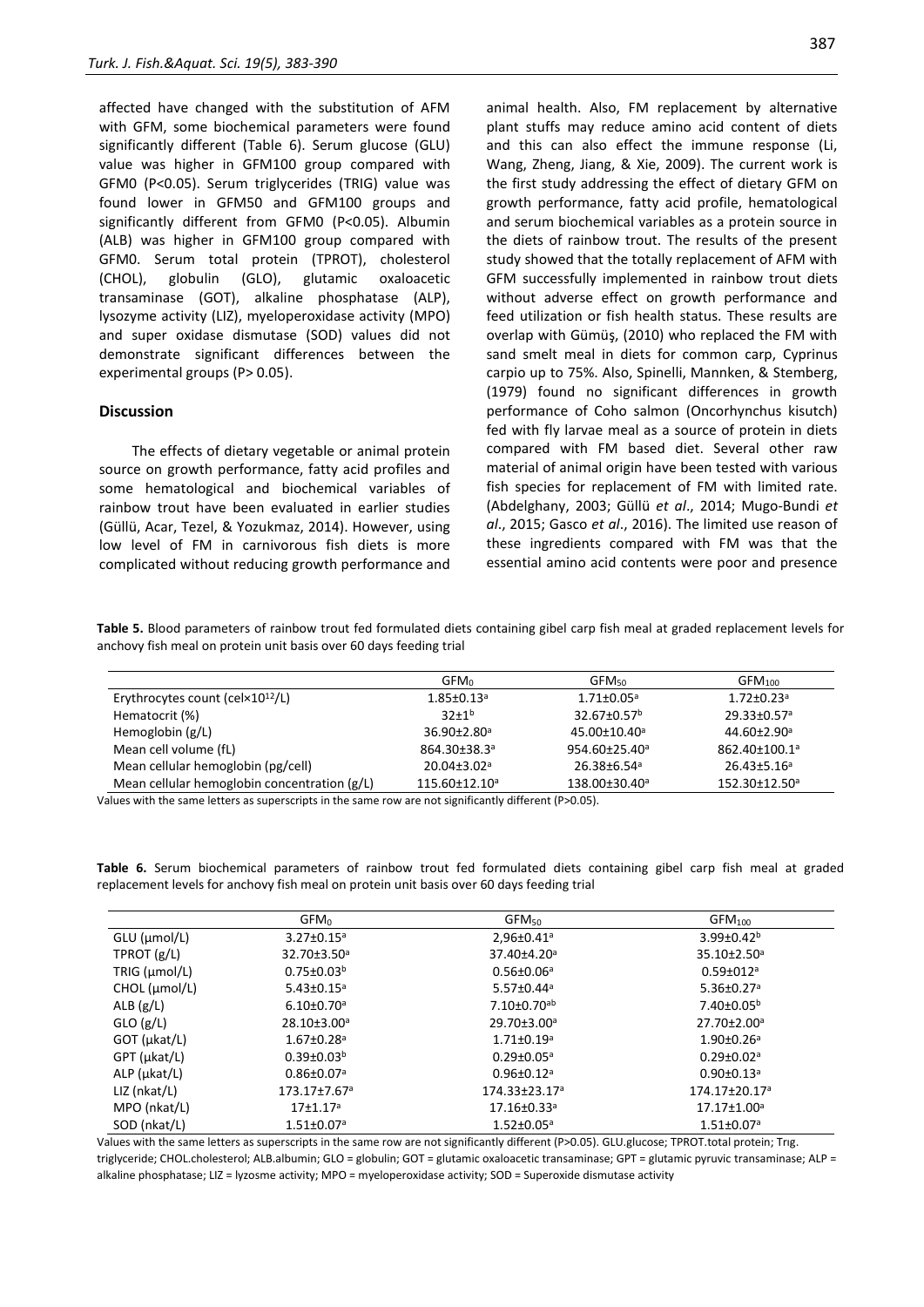affected have changed with the substitution of AFM with GFM, some biochemical parameters were found significantly different (Table 6). Serum glucose (GLU) value was higher in GFM100 group compared with GFM0 ($P<0.05$). Serum triglycerides (TRIG) value was found lower in GFM50 and GFM100 groups and significantly different from GFM0 ($P<0.05$). Albumin (ALB) was higher in GFM100 group compared with GFM0. Serum total protein (TPROT), cholesterol (CHOL), globulin (GLO), glutamic oxaloacetic transaminase (GOT), alkaline phosphatase (ALP), lysozyme activity (LIZ), myeloperoxidase activity (MPO) and super oxidase dismutase (SOD) values did not demonstrate significant differences between the experimental groups ($P> 0.05$).

## Discussion

The effects of dietary vegetable or animal protein source on growth performance, fatty acid profiles and some hematological and biochemical variables of rainbow trout have been evaluated in earlier studies (Güllü, Acar, Tezel, & Yozukmaz, 2014). However, using low level of FM in carnivorous fish diets is more complicated without reducing growth performance and animal health. Also, FM replacement by alternative plant stuffs may reduce amino acid content of diets and this can also effect the immune response (Li, Wang, Zheng, Jiang, & Xie, 2009). The current work is the first study addressing the effect of dietary GFM on growth performance, fatty acid profile, hematological and serum biochemical variables as a protein source in the diets of rainbow trout. The results of the present study showed that the totally replacement of AFM with GFM successfully implemented in rainbow trout diets without adverse effect on growth performance and feed utilization or fish health status. These results are overlap with Gümüş, (2010) who replaced the FM with sand smelt meal in diets for common carp, Cyprinus carpio up to 75%. Also, Spinelli, Mannken, & Stemberg, (1979) found no significant differences in growth performance of Coho salmon (Oncorhynchus kisutch) fed with fly larvae meal as a source of protein in diets compared with FM based diet. Several other raw material of animal origin have been tested with various fish species for replacement of FM with limited rate. (Abdelghany, 2003; Güllü *et al*., 2014; Mugo-Bundi *et al*., 2015; Gasco *et al*., 2016). The limited use reason of these ingredients compared with FM was that the essential amino acid contents were poor and presence

**Table 5.** Blood parameters of rainbow trout fed formulated diets containing gibel carp fish meal at graded replacement levels for anchovy fish meal on protein unit basis over 60 days feeding trial

| | $GFM_0$ | $GFM_{50}$ | $GFM_{100}$ |
|---|---|---|---|
| Erythrocytes count (cel×$10^{12}$/L) | 1.85±0.13$^a$ | 1.71±0.05$^a$ | 1.72±0.23$^a$ |
| Hematocrit (%) | 32±1$^b$ | 32.67±0.57$^b$ | 29.33±0.57$^a$ |
| Hemoglobin (g/L) | 36.90±2.80$^a$ | 45.00±10.40$^a$ | 44.60±2.90$^a$ |
| Mean cell volume (fL) | 864.30±38.3$^a$ | 954.60±25.40$^a$ | 862.40±100.1$^a$ |
| Mean cellular hemoglobin (pg/cell) | 20.04±3.02$^a$ | 26.38±6.54$^a$ | 26.43±5.16$^a$ |
| Mean cellular hemoglobin concentration (g/L) | 115.60±12.10$^a$ | 138.00±30.40$^a$ | 152.30±12.50$^a$ |

Values with the same letters as superscripts in the same row are not significantly different ($P>0.05$).

**Table 6.** Serum biochemical parameters of rainbow trout fed formulated diets containing gibel carp fish meal at graded replacement levels for anchovy fish meal on protein unit basis over 60 days feeding trial

| | $GFM_0$ | $GFM_{50}$ | $GFM_{100}$ |
|---|---|---|---|
| GLU (µmol/L) | 3.27±0.15$^a$ | 2,96±0.41$^a$ | 3.99±0.42$^b$ |
| TPROT (g/L) | 32.70±3.50$^a$ | 37.40±4.20$^a$ | 35.10±2.50$^a$ |
| TRIG (µmol/L) | 0.75±0.03$^b$ | 0.56±0.06$^a$ | 0.59±012$^a$ |
| CHOL (µmol/L) | 5.43±0.15$^a$ | 5.57±0.44$^a$ | 5.36±0.27$^a$ |
| ALB (g/L) | 6.10±0.70$^a$ | 7.10±0.70$^{ab}$ | 7.40±0.05$^b$ |
| GLO (g/L) | 28.10±3.00$^a$ | 29.70±3.00$^a$ | 27.70±2.00$^a$ |
| GOT (µkat/L) | 1.67±0.28$^a$ | 1.71±0.19$^a$ | 1.90±0.26$^a$ |
| GPT (µkat/L) | 0.39±0.03$^b$ | 0.29±0.05$^a$ | 0.29±0.02$^a$ |
| ALP (µkat/L) | 0.86±0.07$^a$ | 0.96±0.12$^a$ | 0.90±0.13$^a$ |
| LIZ (nkat/L) | 173.17±7.67$^a$ | 174.33±23.17$^a$ | 174.17±20.17$^a$ |
| MPO (nkat/L) | 17±1.17$^a$ | 17.16±0.33$^a$ | 17.17±1.00$^a$ |
| SOD (nkat/L) | 1.51±0.07$^a$ | 1.52±0.05$^a$ | 1.51±0.07$^a$ |

Values with the same letters as superscripts in the same row are not significantly different ($P>0.05$). GLU.glucose; TPROT.total protein; Trıg. triglyceride; CHOL.cholesterol; ALB.albumin; GLO = globulin; GOT = glutamic oxaloacetic transaminase; GPT = glutamic pyruvic transaminase; ALP = alkaline phosphatase; LIZ = lyzosme activity; MPO = myeloperoxidase activity; SOD = Superoxide dismutase activity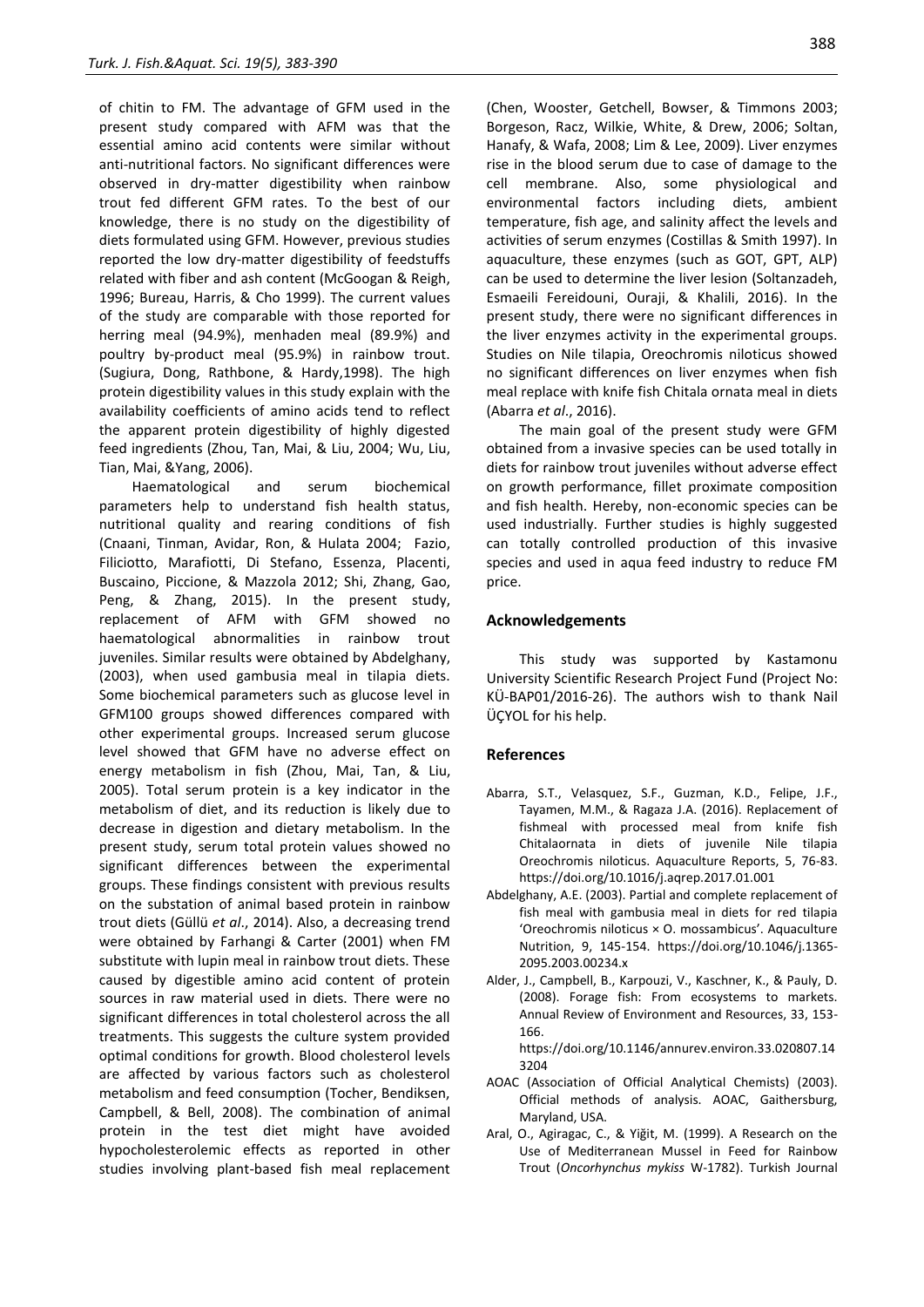of chitin to FM. The advantage of GFM used in the present study compared with AFM was that the essential amino acid contents were similar without anti-nutritional factors. No significant differences were observed in dry-matter digestibility when rainbow trout fed different GFM rates. To the best of our knowledge, there is no study on the digestibility of diets formulated using GFM. However, previous studies reported the low dry-matter digestibility of feedstuffs related with fiber and ash content (McGoogan & Reigh, 1996; Bureau, Harris, & Cho 1999). The current values of the study are comparable with those reported for herring meal (94.9%), menhaden meal (89.9%) and poultry by-product meal (95.9%) in rainbow trout. (Sugiura, Dong, Rathbone, & Hardy,1998). The high protein digestibility values in this study explain with the availability coefficients of amino acids tend to reflect the apparent protein digestibility of highly digested feed ingredients (Zhou, Tan, Mai, & Liu, 2004; Wu, Liu, Tian, Mai, &Yang, 2006).

Haematological and serum biochemical parameters help to understand fish health status, nutritional quality and rearing conditions of fish (Cnaani, Tinman, Avidar, Ron, & Hulata 2004; Fazio, Filiciotto, Marafiotti, Di Stefano, Essenza, Placenti, Buscaino, Piccione, & Mazzola 2012; Shi, Zhang, Gao, Peng, & Zhang, 2015). In the present study, replacement of AFM with GFM showed no haematological abnormalities in rainbow trout juveniles. Similar results were obtained by Abdelghany, (2003), when used gambusia meal in tilapia diets. Some biochemical parameters such as glucose level in GFM100 groups showed differences compared with other experimental groups. Increased serum glucose level showed that GFM have no adverse effect on energy metabolism in fish (Zhou, Mai, Tan, & Liu, 2005). Total serum protein is a key indicator in the metabolism of diet, and its reduction is likely due to decrease in digestion and dietary metabolism. In the present study, serum total protein values showed no significant differences between the experimental groups. These findings consistent with previous results on the substation of animal based protein in rainbow trout diets (Güllü *et al*., 2014). Also, a decreasing trend were obtained by Farhangi & Carter (2001) when FM substitute with lupin meal in rainbow trout diets. These caused by digestible amino acid content of protein sources in raw material used in diets. There were no significant differences in total cholesterol across the all treatments. This suggests the culture system provided optimal conditions for growth. Blood cholesterol levels are affected by various factors such as cholesterol metabolism and feed consumption (Tocher, Bendiksen, Campbell, & Bell, 2008). The combination of animal protein in the test diet might have avoided hypocholesterolemic effects as reported in other studies involving plant-based fish meal replacement (Chen, Wooster, Getchell, Bowser, & Timmons 2003; Borgeson, Racz, Wilkie, White, & Drew, 2006; Soltan, Hanafy, & Wafa, 2008; Lim & Lee, 2009). Liver enzymes rise in the blood serum due to case of damage to the cell membrane. Also, some physiological and environmental factors including diets, ambient temperature, fish age, and salinity affect the levels and activities of serum enzymes (Costillas & Smith 1997). In aquaculture, these enzymes (such as GOT, GPT, ALP) can be used to determine the liver lesion (Soltanzadeh, Esmaeili Fereidouni, Ouraji, & Khalili, 2016). In the present study, there were no significant differences in the liver enzymes activity in the experimental groups. Studies on Nile tilapia, Oreochromis niloticus showed no significant differences on liver enzymes when fish meal replace with knife fish Chitala ornata meal in diets (Abarra *et al*., 2016).

The main goal of the present study were GFM obtained from a invasive species can be used totally in diets for rainbow trout juveniles without adverse effect on growth performance, fillet proximate composition and fish health. Hereby, non-economic species can be used industrially. Further studies is highly suggested can totally controlled production of this invasive species and used in aqua feed industry to reduce FM price.

## Acknowledgements

This study was supported by Kastamonu University Scientific Research Project Fund (Project No: KÜ-BAP01/2016-26). The authors wish to thank Nail ÜÇYOL for his help.

## References

Abarra, S.T., Velasquez, S.F., Guzman, K.D., Felipe, J.F., Tayamen, M.M., & Ragaza J.A. (2016). Replacement of fishmeal with processed meal from knife fish Chitalaornata in diets of juvenile Nile tilapia Oreochromis niloticus. Aquaculture Reports, 5, 76-83. https://doi.org/10.1016/j.aqrep.2017.01.001

Abdelghany, A.E. (2003). Partial and complete replacement of fish meal with gambusia meal in diets for red tilapia 'Oreochromis niloticus × O. mossambicus'. Aquaculture Nutrition, 9, 145-154. https://doi.org/10.1046/j.1365-2095.2003.00234.x

Alder, J., Campbell, B., Karpouzi, V., Kaschner, K., & Pauly, D. (2008). Forage fish: From ecosystems to markets. Annual Review of Environment and Resources, 33, 153-166. https://doi.org/10.1146/annurev.environ.33.020807.143204

AOAC (Association of Official Analytical Chemists) (2003). Official methods of analysis. AOAC, Gaithersburg, Maryland, USA.

Aral, O., Agiragac, C., & Yiğit, M. (1999). A Research on the Use of Mediterranean Mussel in Feed for Rainbow Trout (*Oncorhynchus mykiss* W-1782). Turkish Journal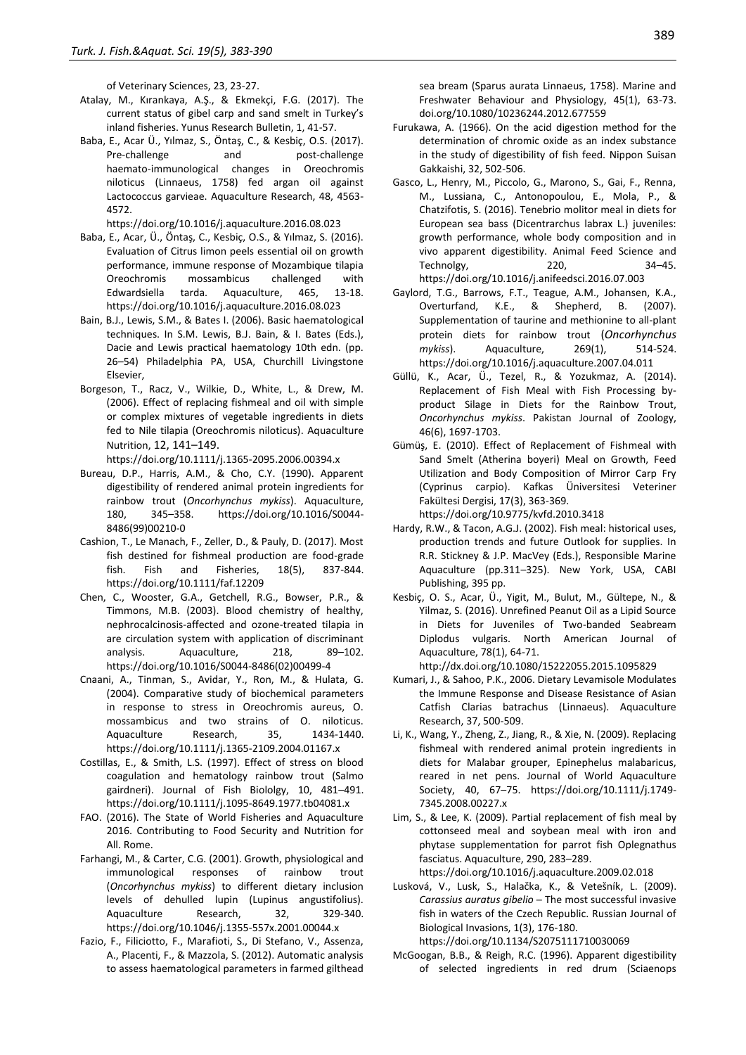of Veterinary Sciences, 23, 23-27.

Atalay, M., Kırankaya, A.Ş., & Ekmekçi, F.G. (2017). The current status of gibel carp and sand smelt in Turkey's inland fisheries. Yunus Research Bulletin, 1, 41-57.

Baba, E., Acar Ü., Yılmaz, S., Öntaş, C., & Kesbiç, O.S. (2017). Pre-challenge and post-challenge haemato-immunological changes in Oreochromis niloticus (Linnaeus, 1758) fed argan oil against Lactococcus garvieae. Aquaculture Research, 48, 4563-4572. https://doi.org/10.1016/j.aquaculture.2016.08.023

Baba, E., Acar, Ü., Öntaş, C., Kesbiç, O.S., & Yılmaz, S. (2016). Evaluation of Citrus limon peels essential oil on growth performance, immune response of Mozambique tilapia Oreochromis mossambicus challenged with Edwardsiella tarda. Aquaculture, 465, 13-18. https://doi.org/10.1016/j.aquaculture.2016.08.023

Bain, B.J., Lewis, S.M., & Bates I. (2006). Basic haematological techniques. In S.M. Lewis, B.J. Bain, & I. Bates (Eds.), Dacie and Lewis practical haematology 10th edn. (pp. 26–54) Philadelphia PA, USA, Churchill Livingstone Elsevier,

Borgeson, T., Racz, V., Wilkie, D., White, L., & Drew, M. (2006). Effect of replacing fishmeal and oil with simple or complex mixtures of vegetable ingredients in diets fed to Nile tilapia (Oreochromis niloticus). Aquaculture Nutrition, 12, 141–149. https://doi.org/10.1111/j.1365-2095.2006.00394.x

Bureau, D.P., Harris, A.M., & Cho, C.Y. (1990). Apparent digestibility of rendered animal protein ingredients for rainbow trout (*Oncorhynchus mykiss*). Aquaculture, 180, 345–358. https://doi.org/10.1016/S0044-8486(99)00210-0

Cashion, T., Le Manach, F., Zeller, D., & Pauly, D. (2017). Most fish destined for fishmeal production are food-grade fish. Fish and Fisheries, 18(5), 837-844. https://doi.org/10.1111/faf.12209

Chen, C., Wooster, G.A., Getchell, R.G., Bowser, P.R., & Timmons, M.B. (2003). Blood chemistry of healthy, nephrocalcinosis-affected and ozone-treated tilapia in are circulation system with application of discriminant analysis. Aquaculture, 218, 89–102. https://doi.org/10.1016/S0044-8486(02)00499-4

Cnaani, A., Tinman, S., Avidar, Y., Ron, M., & Hulata, G. (2004). Comparative study of biochemical parameters in response to stress in Oreochromis aureus, O. mossambicus and two strains of O. niloticus. Aquaculture Research, 35, 1434-1440. https://doi.org/10.1111/j.1365-2109.2004.01167.x

Costillas, E., & Smith, L.S. (1997). Effect of stress on blood coagulation and hematology rainbow trout (Salmo gairdneri). Journal of Fish Biololgy, 10, 481–491. https://doi.org/10.1111/j.1095-8649.1977.tb04081.x

FAO. (2016). The State of World Fisheries and Aquaculture 2016. Contributing to Food Security and Nutrition for All. Rome.

Farhangi, M., & Carter, C.G. (2001). Growth, physiological and immunological responses of rainbow trout (*Oncorhynchus mykiss*) to different dietary inclusion levels of dehulled lupin (Lupinus angustifolius). Aquaculture Research, 32, 329-340. https://doi.org/10.1046/j.1355-557x.2001.00044.x

Fazio, F., Filiciotto, F., Marafioti, S., Di Stefano, V., Assenza, A., Placenti, F., & Mazzola, S. (2012). Automatic analysis to assess haematological parameters in farmed gilthead sea bream (Sparus aurata Linnaeus, 1758). Marine and Freshwater Behaviour and Physiology, 45(1), 63-73. doi.org/10.1080/10236244.2012.677559

Furukawa, A. (1966). On the acid digestion method for the determination of chromic oxide as an index substance in the study of digestibility of fish feed. Nippon Suisan Gakkaishi, 32, 502-506.

Gasco, L., Henry, M., Piccolo, G., Marono, S., Gai, F., Renna, M., Lussiana, C., Antonopoulou, E., Mola, P., & Chatzifotis, S. (2016). Tenebrio molitor meal in diets for European sea bass (Dicentrarchus labrax L.) juveniles: growth performance, whole body composition and in vivo apparent digestibility. Animal Feed Science and Technolgy, 220, 34–45. https://doi.org/10.1016/j.anifeedsci.2016.07.003

Gaylord, T.G., Barrows, F.T., Teague, A.M., Johansen, K.A., Overturfand, K.E., & Shepherd, B. (2007). Supplementation of taurine and methionine to all-plant protein diets for rainbow trout (*Oncorhynchus mykiss*). Aquaculture, 269(1), 514-524. https://doi.org/10.1016/j.aquaculture.2007.04.011

Güllü, K., Acar, Ü., Tezel, R., & Yozukmaz, A. (2014). Replacement of Fish Meal with Fish Processing by-product Silage in Diets for the Rainbow Trout, *Oncorhynchus mykiss*. Pakistan Journal of Zoology, 46(6), 1697-1703.

Gümüş, E. (2010). Effect of Replacement of Fishmeal with Sand Smelt (Atherina boyeri) Meal on Growth, Feed Utilization and Body Composition of Mirror Carp Fry (Cyprinus carpio). Kafkas Üniversitesi Veteriner Fakültesi Dergisi, 17(3), 363-369. https://doi.org/10.9775/kvfd.2010.3418

Hardy, R.W., & Tacon, A.G.J. (2002). Fish meal: historical uses, production trends and future Outlook for supplies. In R.R. Stickney & J.P. MacVey (Eds.), Responsible Marine Aquaculture (pp.311–325). New York, USA, CABI Publishing, 395 pp.

Kesbiç, O. S., Acar, Ü., Yigit, M., Bulut, M., Gültepe, N., & Yilmaz, S. (2016). Unrefined Peanut Oil as a Lipid Source in Diets for Juveniles of Two-banded Seabream Diplodus vulgaris. North American Journal of Aquaculture, 78(1), 64-71. http://dx.doi.org/10.1080/15222055.2015.1095829

Kumari, J., & Sahoo, P.K., 2006. Dietary Levamisole Modulates the Immune Response and Disease Resistance of Asian Catfish Clarias batrachus (Linnaeus). Aquaculture Research, 37, 500-509.

Li, K., Wang, Y., Zheng, Z., Jiang, R., & Xie, N. (2009). Replacing fishmeal with rendered animal protein ingredients in diets for Malabar grouper, Epinephelus malabaricus, reared in net pens. Journal of World Aquaculture Society, 40, 67–75. https://doi.org/10.1111/j.1749-7345.2008.00227.x

Lim, S., & Lee, K. (2009). Partial replacement of fish meal by cottonseed meal and soybean meal with iron and phytase supplementation for parrot fish Oplegnathus fasciatus. Aquaculture, 290, 283–289. https://doi.org/10.1016/j.aquaculture.2009.02.018

Lusková, V., Lusk, S., Halačka, K., & Vetešník, L. (2009). *Carassius auratus gibelio* – The most successful invasive fish in waters of the Czech Republic. Russian Journal of Biological Invasions, 1(3), 176-180. https://doi.org/10.1134/S2075111710030069

McGoogan, B.B., & Reigh, R.C. (1996). Apparent digestibility of selected ingredients in red drum (Sciaenops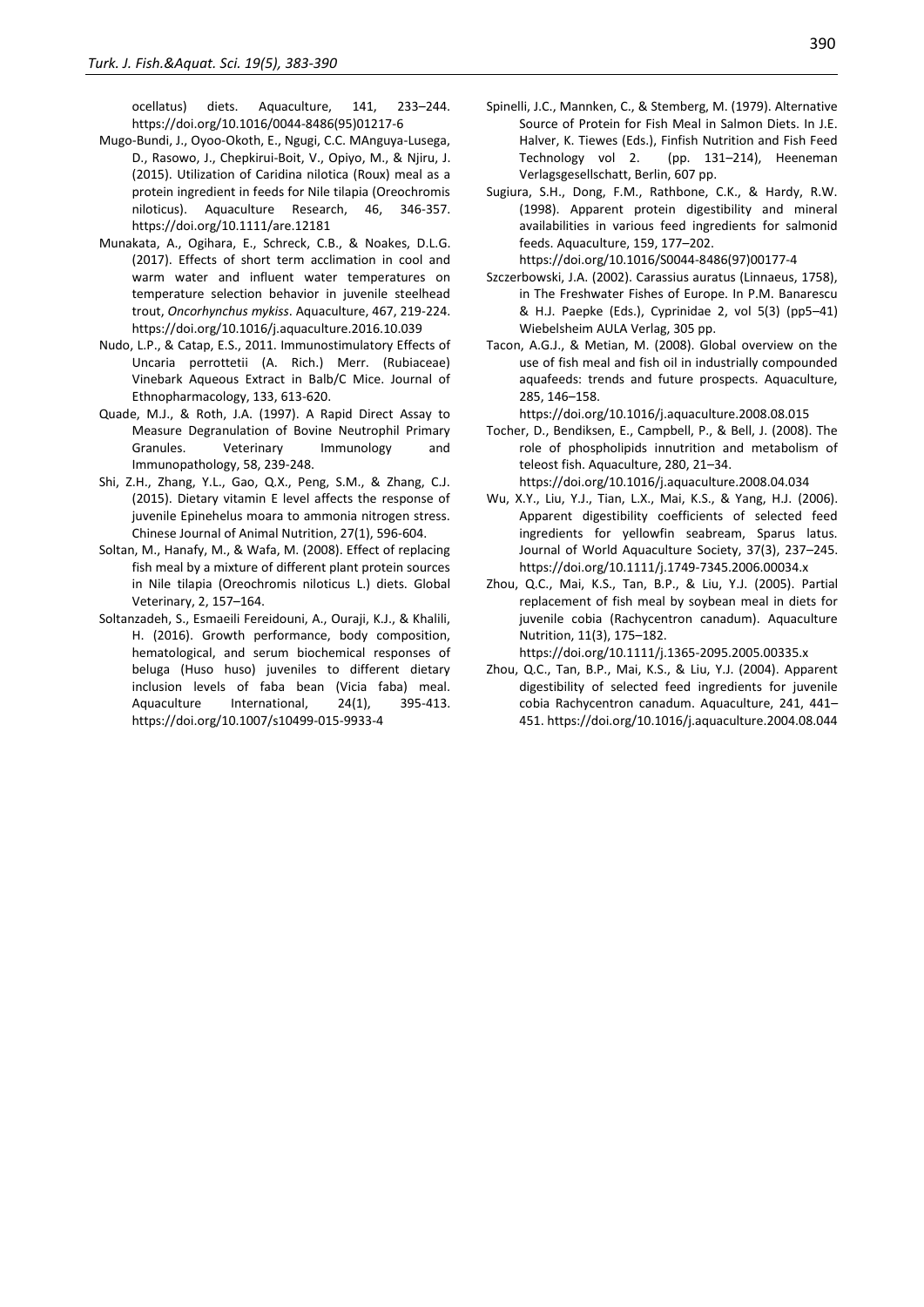ocellatus) diets. Aquaculture, 141, 233–244. https://doi.org/10.1016/0044-8486(95)01217-6

Mugo-Bundi, J., Oyoo-Okoth, E., Ngugi, C.C. MAnguya-Lusega, D., Rasowo, J., Chepkirui-Boit, V., Opiyo, M., & Njiru, J. (2015). Utilization of Caridina nilotica (Roux) meal as a protein ingredient in feeds for Nile tilapia (Oreochromis niloticus). Aquaculture Research, 46, 346-357. https://doi.org/10.1111/are.12181

Munakata, A., Ogihara, E., Schreck, C.B., & Noakes, D.L.G. (2017). Effects of short term acclimation in cool and warm water and influent water temperatures on temperature selection behavior in juvenile steelhead trout, *Oncorhynchus mykiss*. Aquaculture, 467, 219-224. https://doi.org/10.1016/j.aquaculture.2016.10.039

Nudo, L.P., & Catap, E.S., 2011. Immunostimulatory Effects of Uncaria perrottetii (A. Rich.) Merr. (Rubiaceae) Vinebark Aqueous Extract in Balb/C Mice. Journal of Ethnopharmacology, 133, 613-620.

Quade, M.J., & Roth, J.A. (1997). A Rapid Direct Assay to Measure Degranulation of Bovine Neutrophil Primary Granules. Veterinary Immunology and Immunopathology, 58, 239-248.

Shi, Z.H., Zhang, Y.L., Gao, Q.X., Peng, S.M., & Zhang, C.J. (2015). Dietary vitamin E level affects the response of juvenile Epinehelus moara to ammonia nitrogen stress. Chinese Journal of Animal Nutrition, 27(1), 596-604.

Soltan, M., Hanafy, M., & Wafa, M. (2008). Effect of replacing fish meal by a mixture of different plant protein sources in Nile tilapia (Oreochromis niloticus L.) diets. Global Veterinary, 2, 157–164.

Soltanzadeh, S., Esmaeili Fereidouni, A., Ouraji, K.J., & Khalili, H. (2016). Growth performance, body composition, hematological, and serum biochemical responses of beluga (Huso huso) juveniles to different dietary inclusion levels of faba bean (Vicia faba) meal. Aquaculture International, 24(1), 395-413. https://doi.org/10.1007/s10499-015-9933-4

Spinelli, J.C., Mannken, C., & Stemberg, M. (1979). Alternative Source of Protein for Fish Meal in Salmon Diets. In J.E. Halver, K. Tiewes (Eds.), Finfish Nutrition and Fish Feed Technology vol 2. (pp. 131–214), Heeneman Verlagsgesellschatt, Berlin, 607 pp.

Sugiura, S.H., Dong, F.M., Rathbone, C.K., & Hardy, R.W. (1998). Apparent protein digestibility and mineral availabilities in various feed ingredients for salmonid feeds. Aquaculture, 159, 177–202. https://doi.org/10.1016/S0044-8486(97)00177-4

Szczerbowski, J.A. (2002). Carassius auratus (Linnaeus, 1758), in The Freshwater Fishes of Europe. In P.M. Banarescu & H.J. Paepke (Eds.), Cyprinidae 2, vol 5(3) (pp5–41) Wiebelsheim AULA Verlag, 305 pp.

Tacon, A.G.J., & Metian, M. (2008). Global overview on the use of fish meal and fish oil in industrially compounded aquafeeds: trends and future prospects. Aquaculture, 285, 146–158. https://doi.org/10.1016/j.aquaculture.2008.08.015

Tocher, D., Bendiksen, E., Campbell, P., & Bell, J. (2008). The role of phospholipids innutrition and metabolism of teleost fish. Aquaculture, 280, 21–34. https://doi.org/10.1016/j.aquaculture.2008.04.034

Wu, X.Y., Liu, Y.J., Tian, L.X., Mai, K.S., & Yang, H.J. (2006). Apparent digestibility coefficients of selected feed ingredients for yellowfin seabream, Sparus latus. Journal of World Aquaculture Society, 37(3), 237–245. https://doi.org/10.1111/j.1749-7345.2006.00034.x

Zhou, Q.C., Mai, K.S., Tan, B.P., & Liu, Y.J. (2005). Partial replacement of fish meal by soybean meal in diets for juvenile cobia (Rachycentron canadum). Aquaculture Nutrition, 11(3), 175–182. https://doi.org/10.1111/j.1365-2095.2005.00335.x

Zhou, Q.C., Tan, B.P., Mai, K.S., & Liu, Y.J. (2004). Apparent digestibility of selected feed ingredients for juvenile cobia Rachycentron canadum. Aquaculture, 241, 441–451. https://doi.org/10.1016/j.aquaculture.2004.08.044